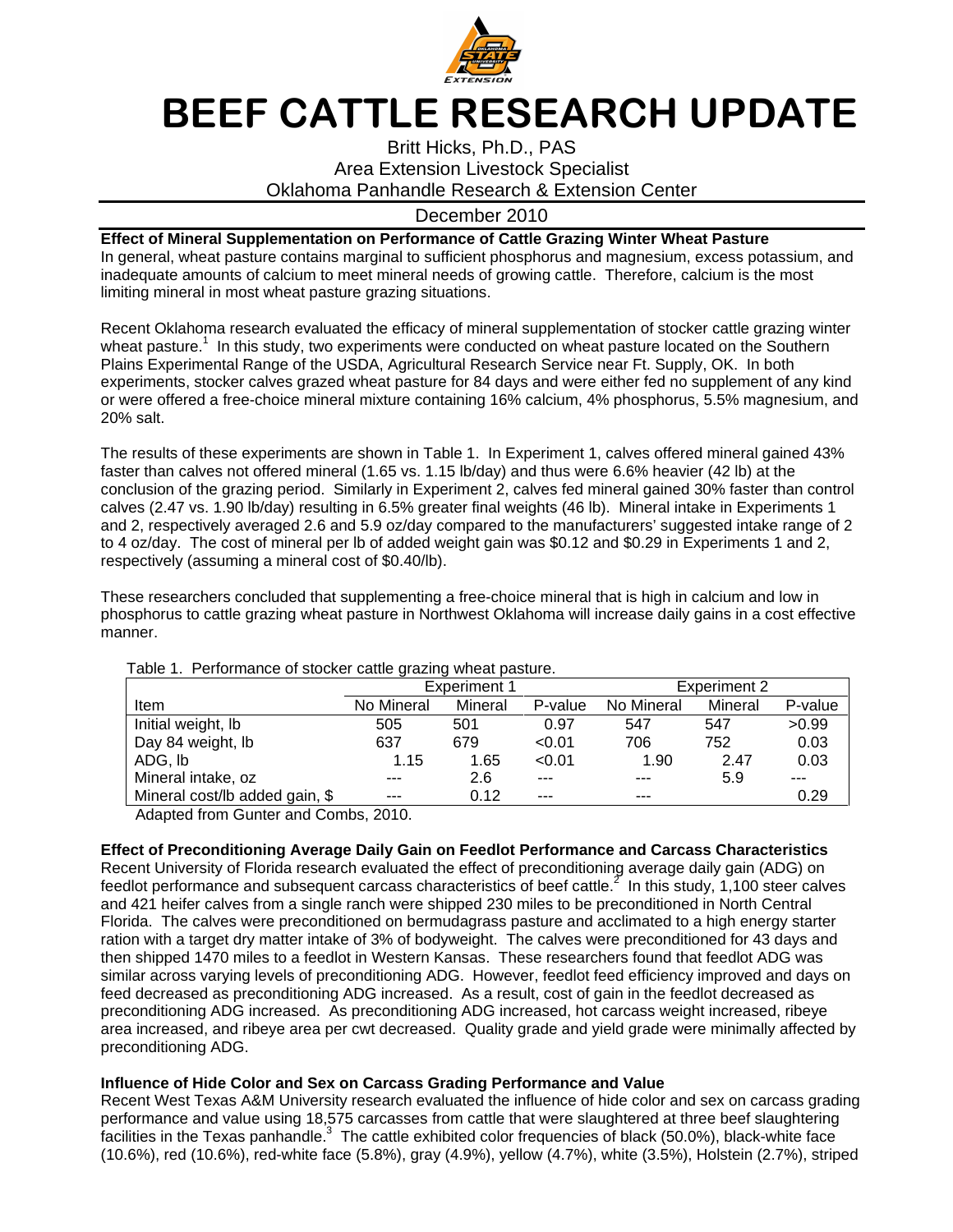# BEEF CATTLE RESEARCH UPDATE

Britt Hicks, Ph.D., PAS
Area Extension Livestock Specialist
Oklahoma Panhandle Research & Extension Center

December 2010

## Effect of Mineral Supplementation on Performance of Cattle Grazing Winter Wheat Pasture

In general, wheat pasture contains marginal to sufficient phosphorus and magnesium, excess potassium, and inadequate amounts of calcium to meet mineral needs of growing cattle. Therefore, calcium is the most limiting mineral in most wheat pasture grazing situations.

Recent Oklahoma research evaluated the efficacy of mineral supplementation of stocker cattle grazing winter wheat pasture.[1] In this study, two experiments were conducted on wheat pasture located on the Southern Plains Experimental Range of the USDA, Agricultural Research Service near Ft. Supply, OK. In both experiments, stocker calves grazed wheat pasture for 84 days and were either fed no supplement of any kind or were offered a free-choice mineral mixture containing 16% calcium, 4% phosphorus, 5.5% magnesium, and 20% salt.

The results of these experiments are shown in Table 1. In Experiment 1, calves offered mineral gained 43% faster than calves not offered mineral (1.65 vs. 1.15 lb/day) and thus were 6.6% heavier (42 lb) at the conclusion of the grazing period. Similarly in Experiment 2, calves fed mineral gained 30% faster than control calves (2.47 vs. 1.90 lb/day) resulting in 6.5% greater final weights (46 lb). Mineral intake in Experiments 1 and 2, respectively averaged 2.6 and 5.9 oz/day compared to the manufacturers' suggested intake range of 2 to 4 oz/day. The cost of mineral per lb of added weight gain was $0.12 and $0.29 in Experiments 1 and 2, respectively (assuming a mineral cost of $0.40/lb).

These researchers concluded that supplementing a free-choice mineral that is high in calcium and low in phosphorus to cattle grazing wheat pasture in Northwest Oklahoma will increase daily gains in a cost effective manner.

Table 1. Performance of stocker cattle grazing wheat pasture.

| | Experiment 1 | | | Experiment 2 | | |
|---|---|---|---|---|---|---|
| Item | No Mineral | Mineral | P-value | No Mineral | Mineral | P-value |
| Initial weight, lb | 505 | 501 | 0.97 | 547 | 547 | >0.99 |
| Day 84 weight, lb | 637 | 679 | <0.01 | 706 | 752 | 0.03 |
| ADG, lb | 1.15 | 1.65 | <0.01 | 1.90 | 2.47 | 0.03 |
| Mineral intake, oz | --- | 2.6 | --- | --- | 5.9 | --- |
| Mineral cost/lb added gain, $ | --- | 0.12 | --- | --- | | 0.29 |

Adapted from Gunter and Combs, 2010.

## Effect of Preconditioning Average Daily Gain on Feedlot Performance and Carcass Characteristics

Recent University of Florida research evaluated the effect of preconditioning average daily gain (ADG) on feedlot performance and subsequent carcass characteristics of beef cattle.[2] In this study, 1,100 steer calves and 421 heifer calves from a single ranch were shipped 230 miles to be preconditioned in North Central Florida. The calves were preconditioned on bermudagrass pasture and acclimated to a high energy starter ration with a target dry matter intake of 3% of bodyweight. The calves were preconditioned for 43 days and then shipped 1470 miles to a feedlot in Western Kansas. These researchers found that feedlot ADG was similar across varying levels of preconditioning ADG. However, feedlot feed efficiency improved and days on feed decreased as preconditioning ADG increased. As a result, cost of gain in the feedlot decreased as preconditioning ADG increased. As preconditioning ADG increased, hot carcass weight increased, ribeye area increased, and ribeye area per cwt decreased. Quality grade and yield grade were minimally affected by preconditioning ADG.

## Influence of Hide Color and Sex on Carcass Grading Performance and Value

Recent West Texas A&M University research evaluated the influence of hide color and sex on carcass grading performance and value using 18,575 carcasses from cattle that were slaughtered at three beef slaughtering facilities in the Texas panhandle.[3] The cattle exhibited color frequencies of black (50.0%), black-white face (10.6%), red (10.6%), red-white face (5.8%), gray (4.9%), yellow (4.7%), white (3.5%), Holstein (2.7%), striped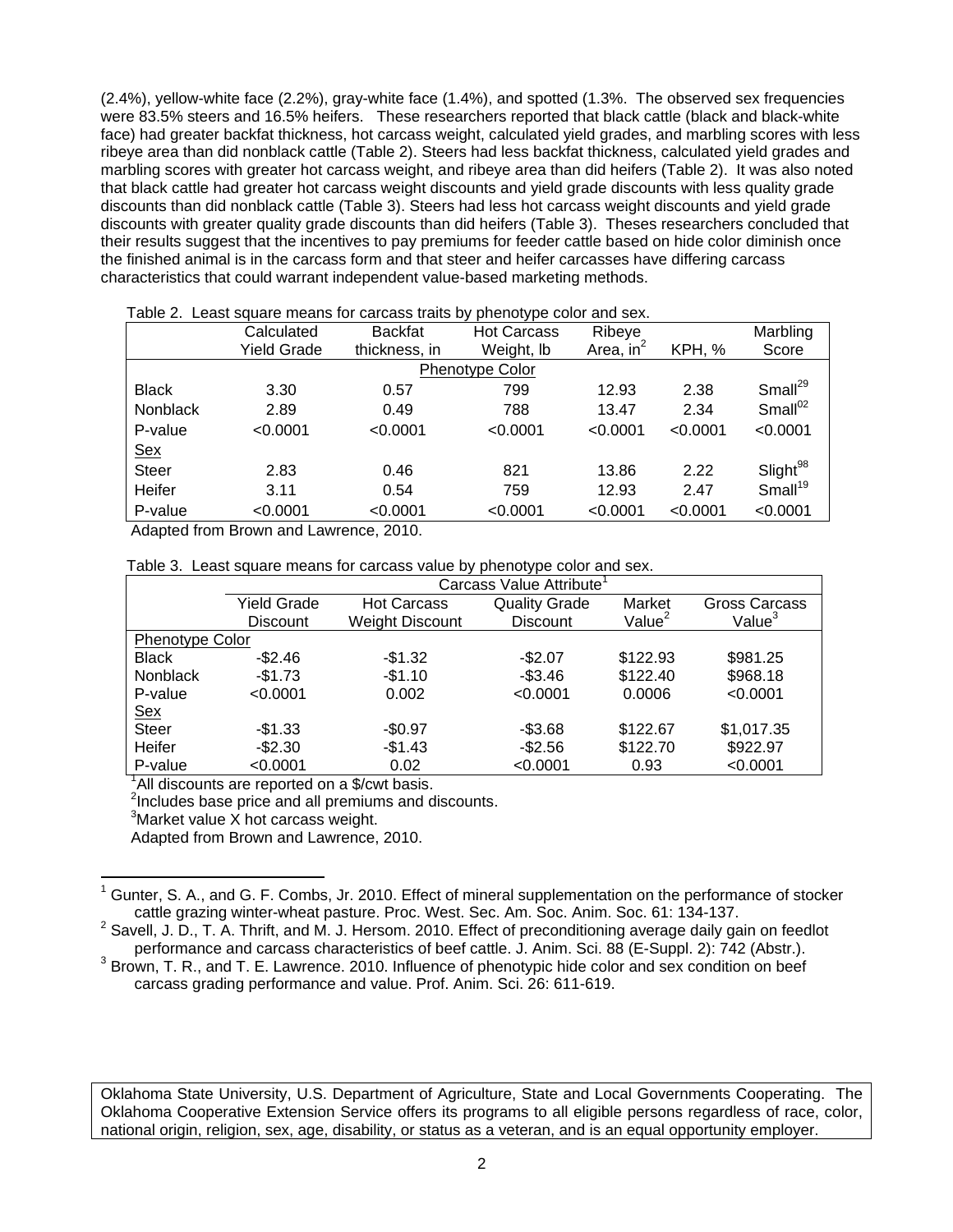(2.4%), yellow-white face (2.2%), gray-white face (1.4%), and spotted (1.3%. The observed sex frequencies were 83.5% steers and 16.5% heifers. These researchers reported that black cattle (black and black-white face) had greater backfat thickness, hot carcass weight, calculated yield grades, and marbling scores with less ribeye area than did nonblack cattle (Table 2). Steers had less backfat thickness, calculated yield grades and marbling scores with greater hot carcass weight, and ribeye area than did heifers (Table 2). It was also noted that black cattle had greater hot carcass weight discounts and yield grade discounts with less quality grade discounts than did nonblack cattle (Table 3). Steers had less hot carcass weight discounts and yield grade discounts with greater quality grade discounts than did heifers (Table 3). Theses researchers concluded that their results suggest that the incentives to pay premiums for feeder cattle based on hide color diminish once the finished animal is in the carcass form and that steer and heifer carcasses have differing carcass characteristics that could warrant independent value-based marketing methods.

Table 2. Least square means for carcass traits by phenotype color and sex.

| | Calculated Yield Grade | Backfat thickness, in | Hot Carcass Weight, lb | Ribeye Area, $in^2$ | KPH, % | Marbling Score |
|---|---|---|---|---|---|---|
| | | | Phenotype Color | | | |
| Black | 3.30 | 0.57 | 799 | 12.93 | 2.38 | $Small^{29}$ |
| Nonblack | 2.89 | 0.49 | 788 | 13.47 | 2.34 | $Small^{02}$ |
| P-value | <0.0001 | <0.0001 | <0.0001 | <0.0001 | <0.0001 | <0.0001 |
| Sex | | | | | | |
| Steer | 2.83 | 0.46 | 821 | 13.86 | 2.22 | $Slight^{98}$ |
| Heifer | 3.11 | 0.54 | 759 | 12.93 | 2.47 | $Small^{19}$ |
| P-value | <0.0001 | <0.0001 | <0.0001 | <0.0001 | <0.0001 | <0.0001 |

Adapted from Brown and Lawrence, 2010.

Table 3. Least square means for carcass value by phenotype color and sex.

| | Carcass Value Attribute[1] | | | | |
|---|---|---|---|---|---|
| | Yield Grade Discount | Hot Carcass Weight Discount | Quality Grade Discount | Market Value[2] | Gross Carcass Value[3] |
| Phenotype Color | | | | | |
| Black | -$2.46 | -$1.32 | -$2.07 | $122.93 | $981.25 |
| Nonblack | -$1.73 | -$1.10 | -$3.46 | $122.40 | $968.18 |
| P-value | <0.0001 | 0.002 | <0.0001 | 0.0006 | <0.0001 |
| Sex | | | | | |
| Steer | -$1.33 | -$0.97 | -$3.68 | $122.67 | $1,017.35 |
| Heifer | -$2.30 | -$1.43 | -$2.56 | $122.70 | $922.97 |
| P-value | <0.0001 | 0.02 | <0.0001 | 0.93 | <0.0001 |

[1]All discounts are reported on a $/cwt basis.
[2]Includes base price and all premiums and discounts.
[3]Market value X hot carcass weight.
Adapted from Brown and Lawrence, 2010.

---

[1] Gunter, S. A., and G. F. Combs, Jr. 2010. Effect of mineral supplementation on the performance of stocker cattle grazing winter-wheat pasture. Proc. West. Sec. Am. Soc. Anim. Soc. 61: 134-137.

[2] Savell, J. D., T. A. Thrift, and M. J. Hersom. 2010. Effect of preconditioning average daily gain on feedlot performance and carcass characteristics of beef cattle. J. Anim. Sci. 88 (E-Suppl. 2): 742 (Abstr.).

[3] Brown, T. R., and T. E. Lawrence. 2010. Influence of phenotypic hide color and sex condition on beef carcass grading performance and value. Prof. Anim. Sci. 26: 611-619.

Oklahoma State University, U.S. Department of Agriculture, State and Local Governments Cooperating. The Oklahoma Cooperative Extension Service offers its programs to all eligible persons regardless of race, color, national origin, religion, sex, age, disability, or status as a veteran, and is an equal opportunity employer.